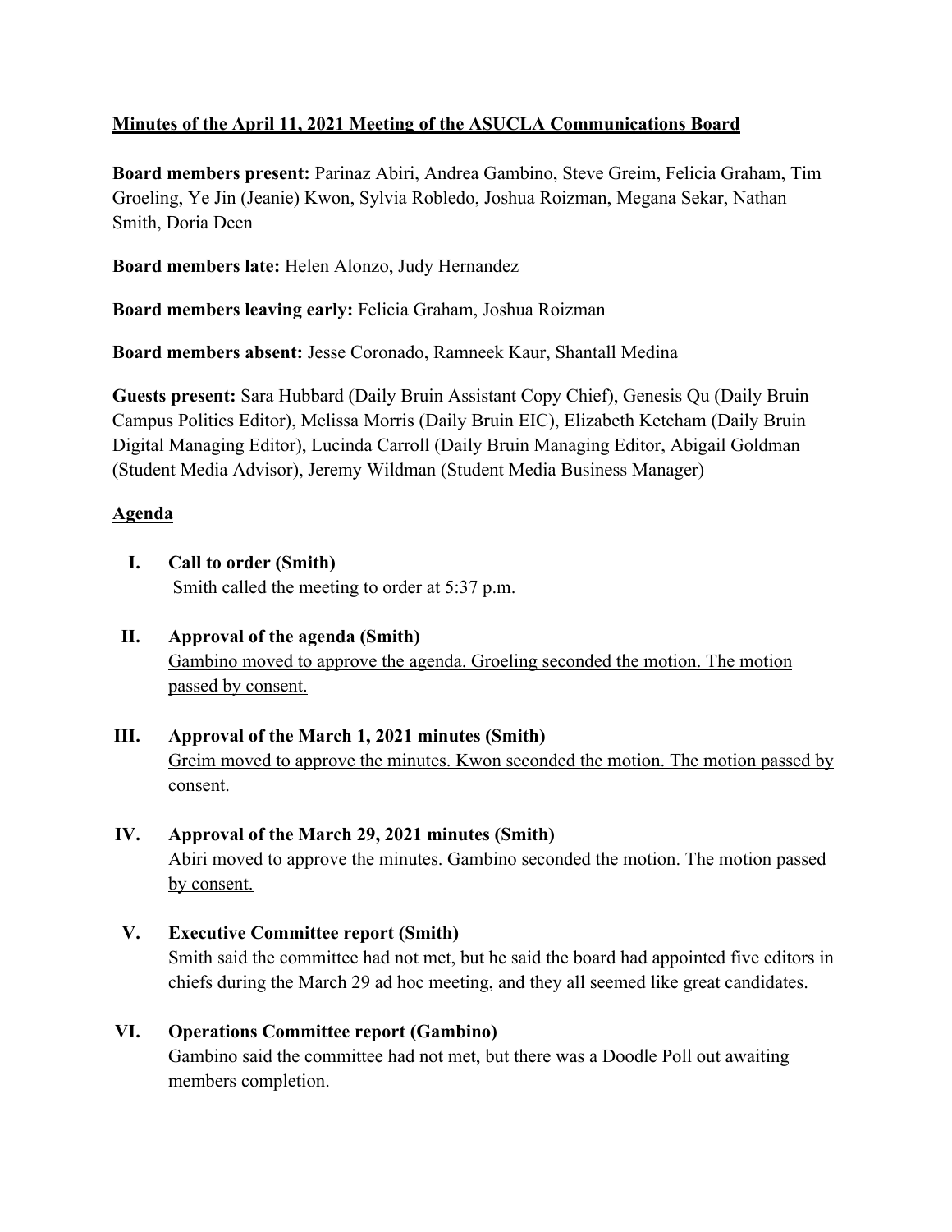**Minutes of the April 11, 2021 Meeting of the ASUCLA Communications Board**

**Board members present:** Parinaz Abiri, Andrea Gambino, Steve Greim, Felicia Graham, Tim Groeling, Ye Jin (Jeanie) Kwon, Sylvia Robledo, Joshua Roizman, Megana Sekar, Nathan Smith, Doria Deen

**Board members late:** Helen Alonzo, Judy Hernandez

**Board members leaving early:** Felicia Graham, Joshua Roizman

**Board members absent:** Jesse Coronado, Ramneek Kaur, Shantall Medina

**Guests present:** Sara Hubbard (Daily Bruin Assistant Copy Chief), Genesis Qu (Daily Bruin Campus Politics Editor), Melissa Morris (Daily Bruin EIC), Elizabeth Ketcham (Daily Bruin Digital Managing Editor), Lucinda Carroll (Daily Bruin Managing Editor, Abigail Goldman (Student Media Advisor), Jeremy Wildman (Student Media Business Manager)

**Agenda**

I. **Call to order (Smith)**
Smith called the meeting to order at 5:37 p.m.

II. **Approval of the agenda (Smith)**
Gambino moved to approve the agenda. Groeling seconded the motion. The motion passed by consent.

III. **Approval of the March 1, 2021 minutes (Smith)**
Greim moved to approve the minutes. Kwon seconded the motion. The motion passed by consent.

IV. **Approval of the March 29, 2021 minutes (Smith)**
Abiri moved to approve the minutes. Gambino seconded the motion. The motion passed by consent.

V. **Executive Committee report (Smith)**
Smith said the committee had not met, but he said the board had appointed five editors in chiefs during the March 29 ad hoc meeting, and they all seemed like great candidates.

VI. **Operations Committee report (Gambino)**
Gambino said the committee had not met, but there was a Doodle Poll out awaiting members completion.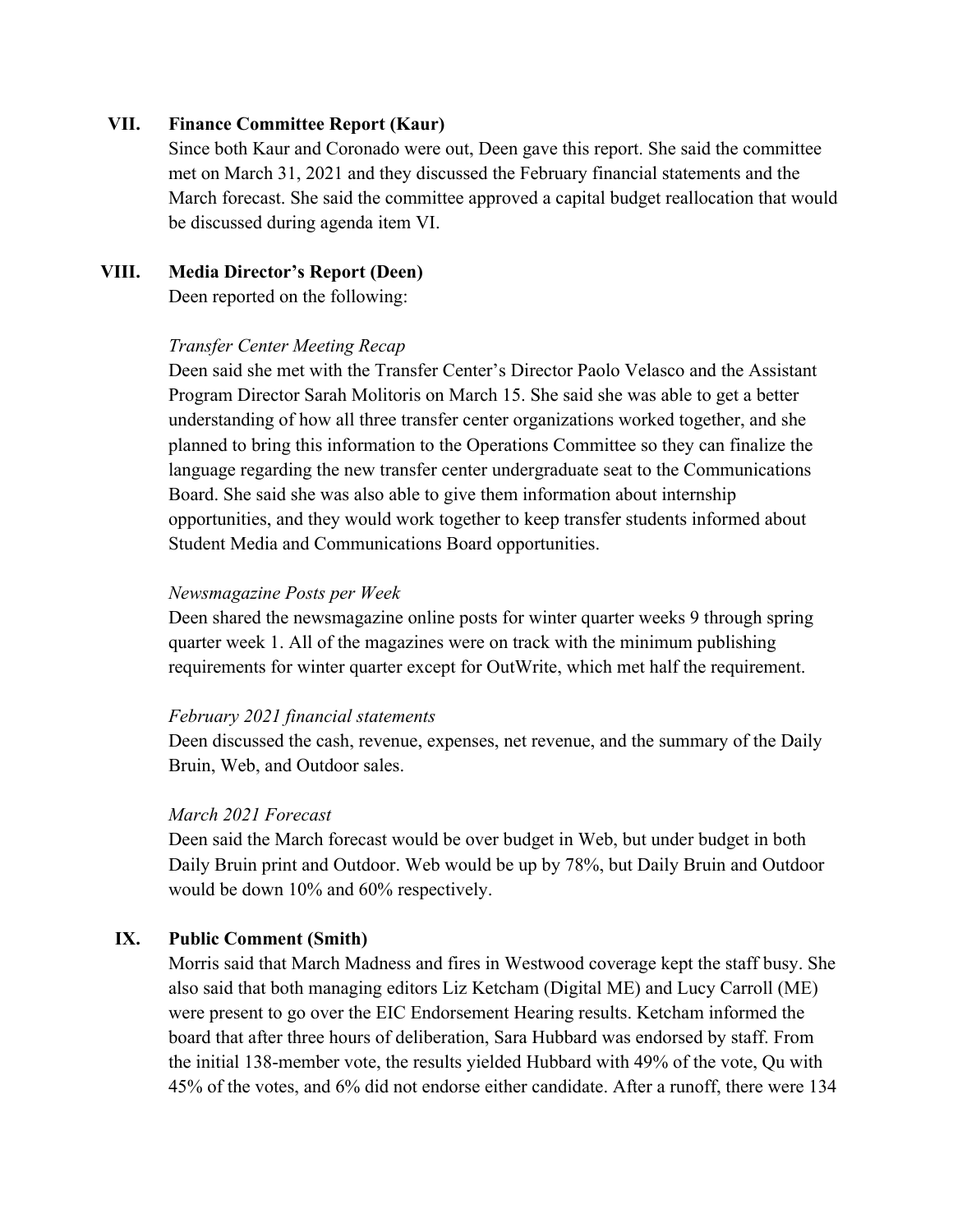## VII. Finance Committee Report (Kaur)

Since both Kaur and Coronado were out, Deen gave this report. She said the committee met on March 31, 2021 and they discussed the February financial statements and the March forecast. She said the committee approved a capital budget reallocation that would be discussed during agenda item VI.

## VIII. Media Director's Report (Deen)

Deen reported on the following:

*Transfer Center Meeting Recap*

Deen said she met with the Transfer Center's Director Paolo Velasco and the Assistant Program Director Sarah Molitoris on March 15. She said she was able to get a better understanding of how all three transfer center organizations worked together, and she planned to bring this information to the Operations Committee so they can finalize the language regarding the new transfer center undergraduate seat to the Communications Board. She said she was also able to give them information about internship opportunities, and they would work together to keep transfer students informed about Student Media and Communications Board opportunities.

*Newsmagazine Posts per Week*

Deen shared the newsmagazine online posts for winter quarter weeks 9 through spring quarter week 1. All of the magazines were on track with the minimum publishing requirements for winter quarter except for OutWrite, which met half the requirement.

*February 2021 financial statements*

Deen discussed the cash, revenue, expenses, net revenue, and the summary of the Daily Bruin, Web, and Outdoor sales.

*March 2021 Forecast*

Deen said the March forecast would be over budget in Web, but under budget in both Daily Bruin print and Outdoor. Web would be up by 78%, but Daily Bruin and Outdoor would be down 10% and 60% respectively.

## IX. Public Comment (Smith)

Morris said that March Madness and fires in Westwood coverage kept the staff busy. She also said that both managing editors Liz Ketcham (Digital ME) and Lucy Carroll (ME) were present to go over the EIC Endorsement Hearing results. Ketcham informed the board that after three hours of deliberation, Sara Hubbard was endorsed by staff. From the initial 138-member vote, the results yielded Hubbard with 49% of the vote, Qu with 45% of the votes, and 6% did not endorse either candidate. After a runoff, there were 134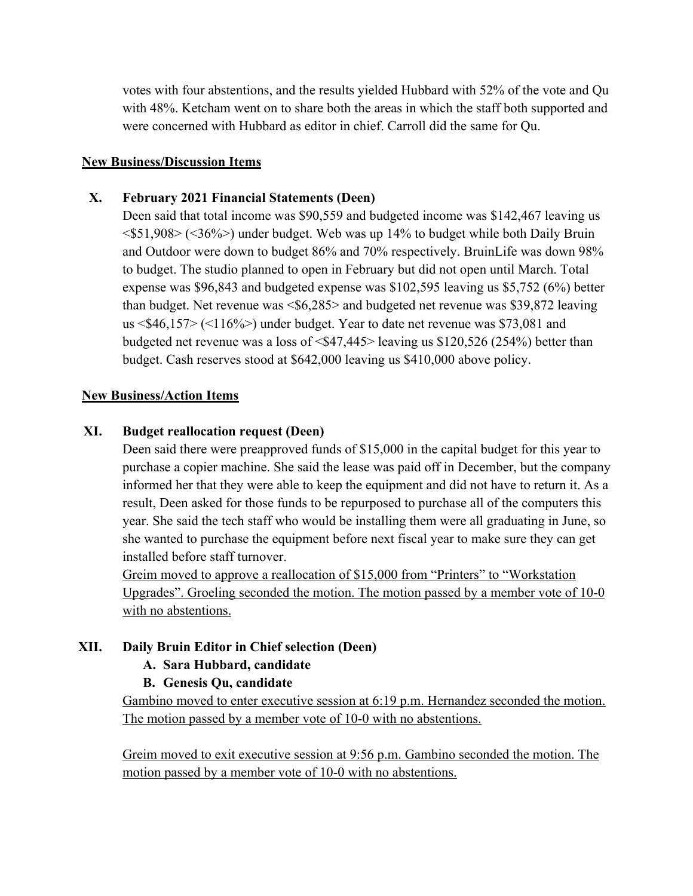votes with four abstentions, and the results yielded Hubbard with 52% of the vote and Qu with 48%. Ketcham went on to share both the areas in which the staff both supported and were concerned with Hubbard as editor in chief. Carroll did the same for Qu.

**New Business/Discussion Items**

**X. February 2021 Financial Statements (Deen)**

Deen said that total income was $90,559 and budgeted income was $142,467 leaving us <$51,908> (<36%>) under budget. Web was up 14% to budget while both Daily Bruin and Outdoor were down to budget 86% and 70% respectively. BruinLife was down 98% to budget. The studio planned to open in February but did not open until March. Total expense was $96,843 and budgeted expense was $102,595 leaving us $5,752 (6%) better than budget. Net revenue was <$6,285> and budgeted net revenue was $39,872 leaving us <$46,157> (<116%>) under budget. Year to date net revenue was $73,081 and budgeted net revenue was a loss of <$47,445> leaving us $120,526 (254%) better than budget. Cash reserves stood at $642,000 leaving us $410,000 above policy.

**New Business/Action Items**

**XI. Budget reallocation request (Deen)**

Deen said there were preapproved funds of $15,000 in the capital budget for this year to purchase a copier machine. She said the lease was paid off in December, but the company informed her that they were able to keep the equipment and did not have to return it. As a result, Deen asked for those funds to be repurposed to purchase all of the computers this year. She said the tech staff who would be installing them were all graduating in June, so she wanted to purchase the equipment before next fiscal year to make sure they can get installed before staff turnover.

Greim moved to approve a reallocation of $15,000 from "Printers" to "Workstation Upgrades". Groeling seconded the motion. The motion passed by a member vote of 10-0 with no abstentions.

**XII. Daily Bruin Editor in Chief selection (Deen)**

**A. Sara Hubbard, candidate**

**B. Genesis Qu, candidate**

Gambino moved to enter executive session at 6:19 p.m. Hernandez seconded the motion. The motion passed by a member vote of 10-0 with no abstentions.

Greim moved to exit executive session at 9:56 p.m. Gambino seconded the motion. The motion passed by a member vote of 10-0 with no abstentions.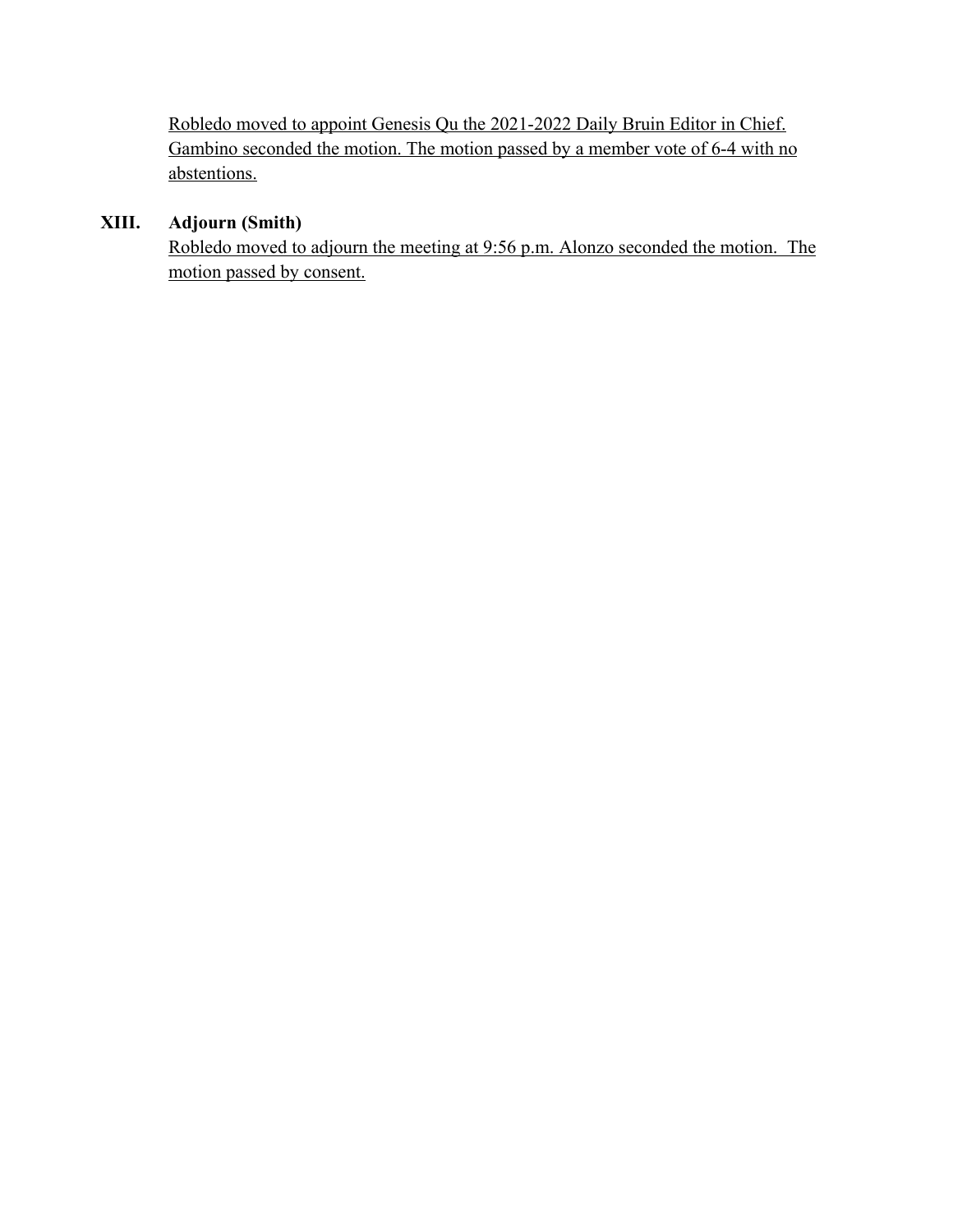Robledo moved to appoint Genesis Qu the 2021-2022 Daily Bruin Editor in Chief. Gambino seconded the motion. The motion passed by a member vote of 6-4 with no abstentions.

### XIII. Adjourn (Smith)

Robledo moved to adjourn the meeting at 9:56 p.m. Alonzo seconded the motion. The motion passed by consent.